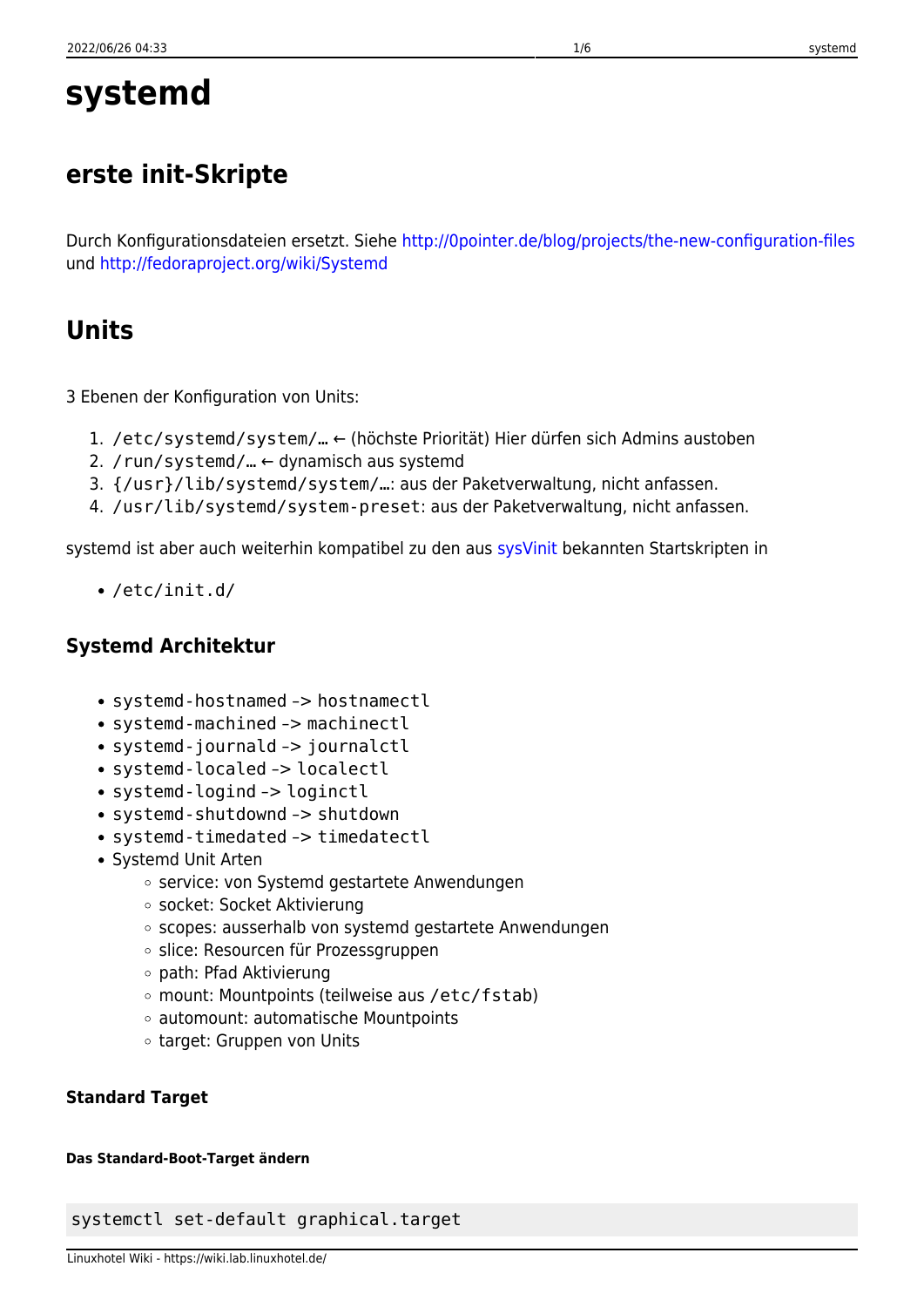# systemd

## erste init-Skripte

Durch Konfigurationsdateien ersetzt. Siehe http://0pointer.de/blog/projects/the-new-configuration-files und http://fedoraproject.org/wiki/Systemd

## Units

3 Ebenen der Konfiguration von Units:

1. `/etc/systemd/system/…` ← (höchste Priorität) Hier dürfen sich Admins austoben
2. `/run/systemd/…` ← dynamisch aus systemd
3. `{/usr}/lib/systemd/system/…`: aus der Paketverwaltung, nicht anfassen.
4. `/usr/lib/systemd/system-preset`: aus der Paketverwaltung, nicht anfassen.

systemd ist aber auch weiterhin kompatibel zu den aus sysVinit bekannten Startskripten in

- `/etc/init.d/`

### Systemd Architektur

- `systemd-hostnamed` -> `hostnamectl`
- `systemd-machined` -> `machinectl`
- `systemd-journald` -> `journalctl`
- `systemd-localed` -> `localectl`
- `systemd-logind` -> `loginctl`
- `systemd-shutdownd` -> `shutdown`
- `systemd-timedated` -> `timedatectl`
- Systemd Unit Arten
  - service: von Systemd gestartete Anwendungen
  - socket: Socket Aktivierung
  - scopes: ausserhalb von systemd gestartete Anwendungen
  - slice: Resourcen für Prozessgruppen
  - path: Pfad Aktivierung
  - mount: Mountpoints (teilweise aus `/etc/fstab`)
  - automount: automatische Mountpoints
  - target: Gruppen von Units

#### Standard Target

##### Das Standard-Boot-Target ändern

```
systemctl set-default graphical.target
```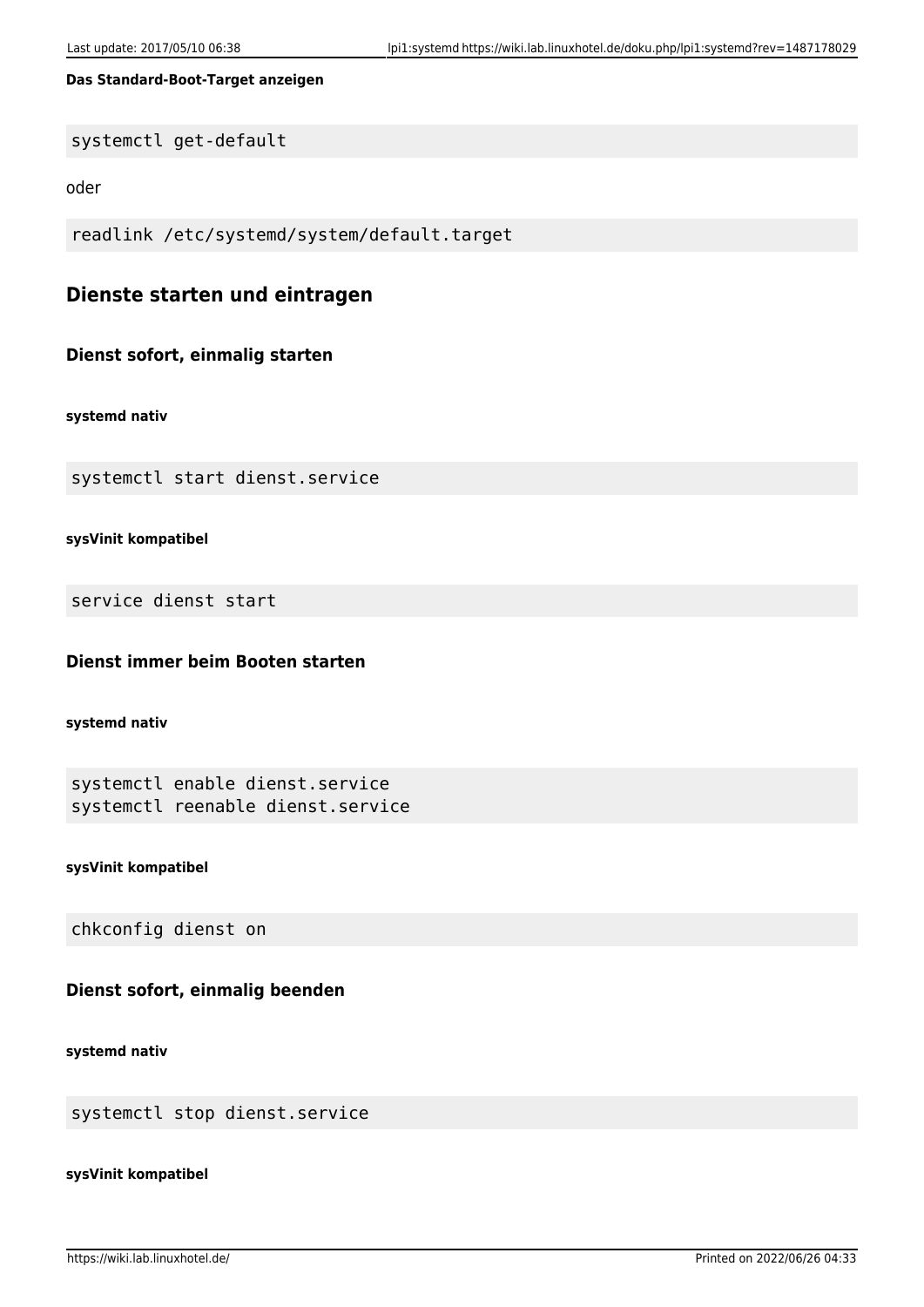##### Das Standard-Boot-Target anzeigen

```
systemctl get-default
```

oder

```
readlink /etc/systemd/system/default.target
```

## Dienste starten und eintragen

### Dienst sofort, einmalig starten

##### systemd nativ

```
systemctl start dienst.service
```

##### sysVinit kompatibel

```
service dienst start
```

### Dienst immer beim Booten starten

##### systemd nativ

```
systemctl enable dienst.service
systemctl reenable dienst.service
```

##### sysVinit kompatibel

```
chkconfig dienst on
```

### Dienst sofort, einmalig beenden

##### systemd nativ

```
systemctl stop dienst.service
```

##### sysVinit kompatibel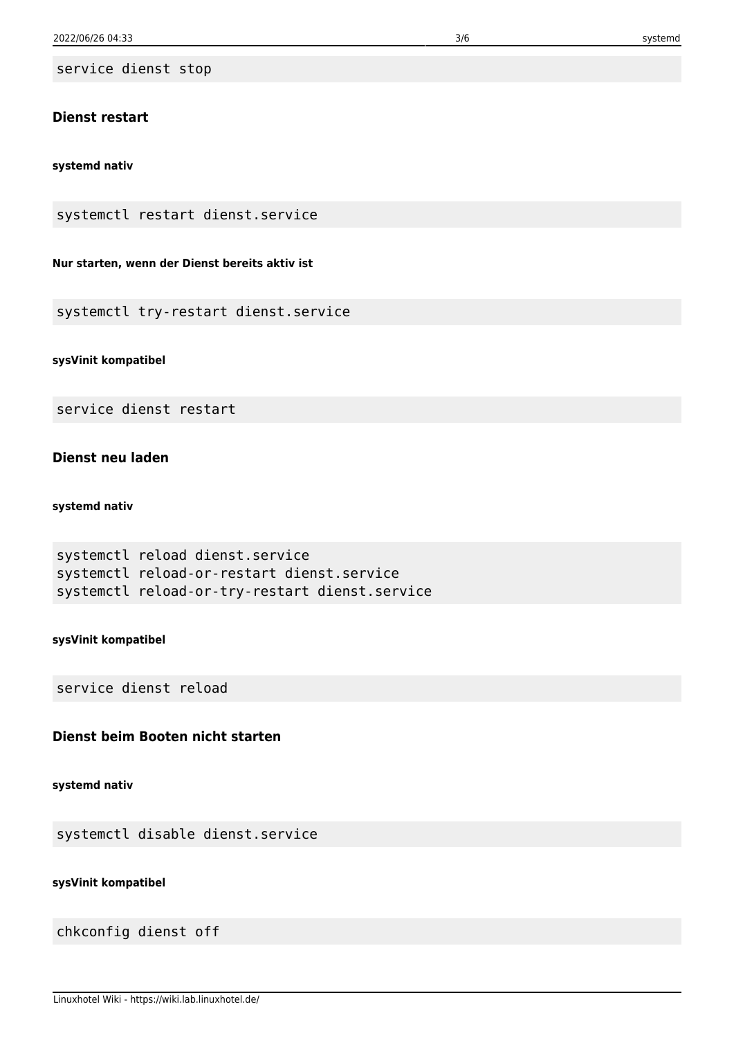```
service dienst stop
```

### Dienst restart

#### systemd nativ

```
systemctl restart dienst.service
```

#### Nur starten, wenn der Dienst bereits aktiv ist

```
systemctl try-restart dienst.service
```

#### sysVinit kompatibel

```
service dienst restart
```

### Dienst neu laden

#### systemd nativ

```
systemctl reload dienst.service
systemctl reload-or-restart dienst.service
systemctl reload-or-try-restart dienst.service
```

#### sysVinit kompatibel

```
service dienst reload
```

### Dienst beim Booten nicht starten

#### systemd nativ

```
systemctl disable dienst.service
```

#### sysVinit kompatibel

```
chkconfig dienst off
```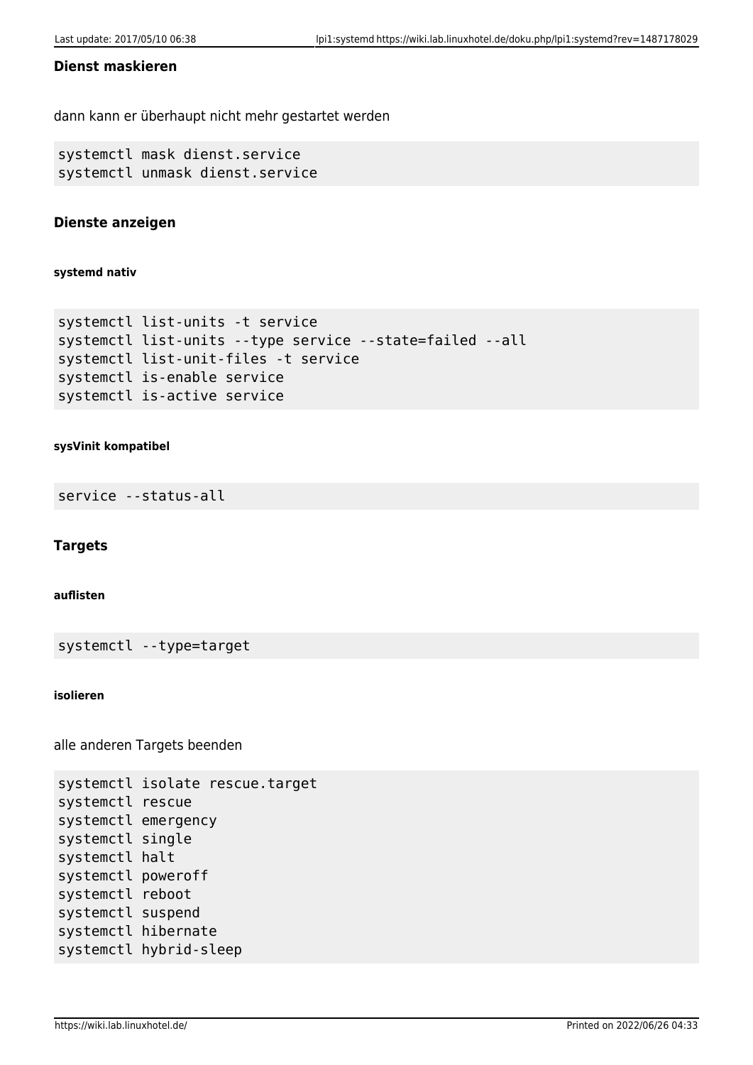#### Dienst maskieren

dann kann er überhaupt nicht mehr gestartet werden

```
systemctl mask dienst.service
systemctl unmask dienst.service
```

#### Dienste anzeigen

##### systemd nativ

```
systemctl list-units -t service
systemctl list-units --type service --state=failed --all
systemctl list-unit-files -t service
systemctl is-enable service
systemctl is-active service
```

##### sysVinit kompatibel

```
service --status-all
```

#### Targets

##### auflisten

```
systemctl --type=target
```

##### isolieren

alle anderen Targets beenden

```
systemctl isolate rescue.target
systemctl rescue
systemctl emergency
systemctl single
systemctl halt
systemctl poweroff
systemctl reboot
systemctl suspend
systemctl hibernate
systemctl hybrid-sleep
```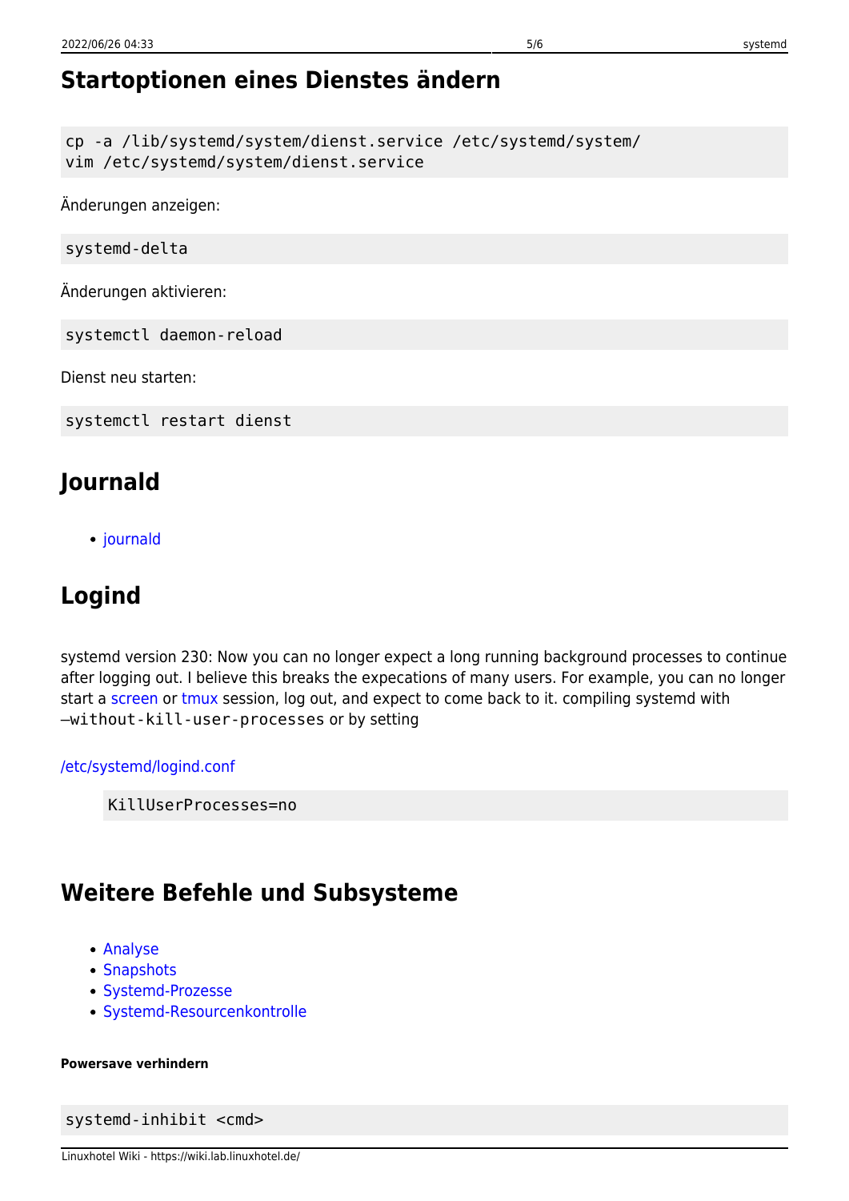## Startoptionen eines Dienstes ändern

```
cp -a /lib/systemd/system/dienst.service /etc/systemd/system/
vim /etc/systemd/system/dienst.service
```

Änderungen anzeigen:

```
systemd-delta
```

Änderungen aktivieren:

```
systemctl daemon-reload
```

Dienst neu starten:

```
systemctl restart dienst
```

## Journald

- journald

## Logind

systemd version 230: Now you can no longer expect a long running background processes to continue after logging out. I believe this breaks the expecations of many users. For example, you can no longer start a screen or tmux session, log out, and expect to come back to it. compiling systemd with `–without-kill-user-processes` or by setting

/etc/systemd/logind.conf

```
KillUserProcesses=no
```

## Weitere Befehle und Subsysteme

- Analyse
- Snapshots
- Systemd-Prozesse
- Systemd-Resourcenkontrolle

##### Powersave verhindern

```
systemd-inhibit <cmd>
```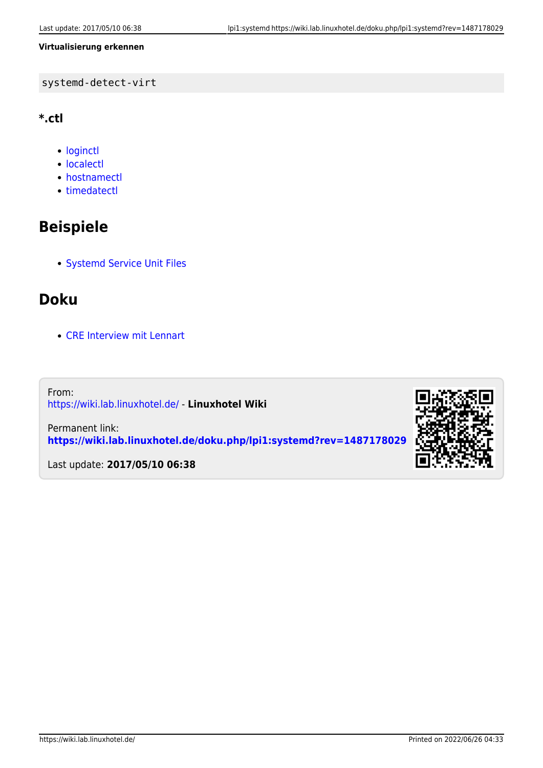#### Virtualisierung erkennen

```
systemd-detect-virt
```

### *.ctl

- loginctl
- localectl
- hostnamectl
- timedatectl

## Beispiele

- Systemd Service Unit Files

## Doku

- CRE Interview mit Lennart

From:
https://wiki.lab.linuxhotel.de/ - **Linuxhotel Wiki**

Permanent link:
**https://wiki.lab.linuxhotel.de/doku.php/lpi1:systemd?rev=1487178029**

Last update: **2017/05/10 06:38**